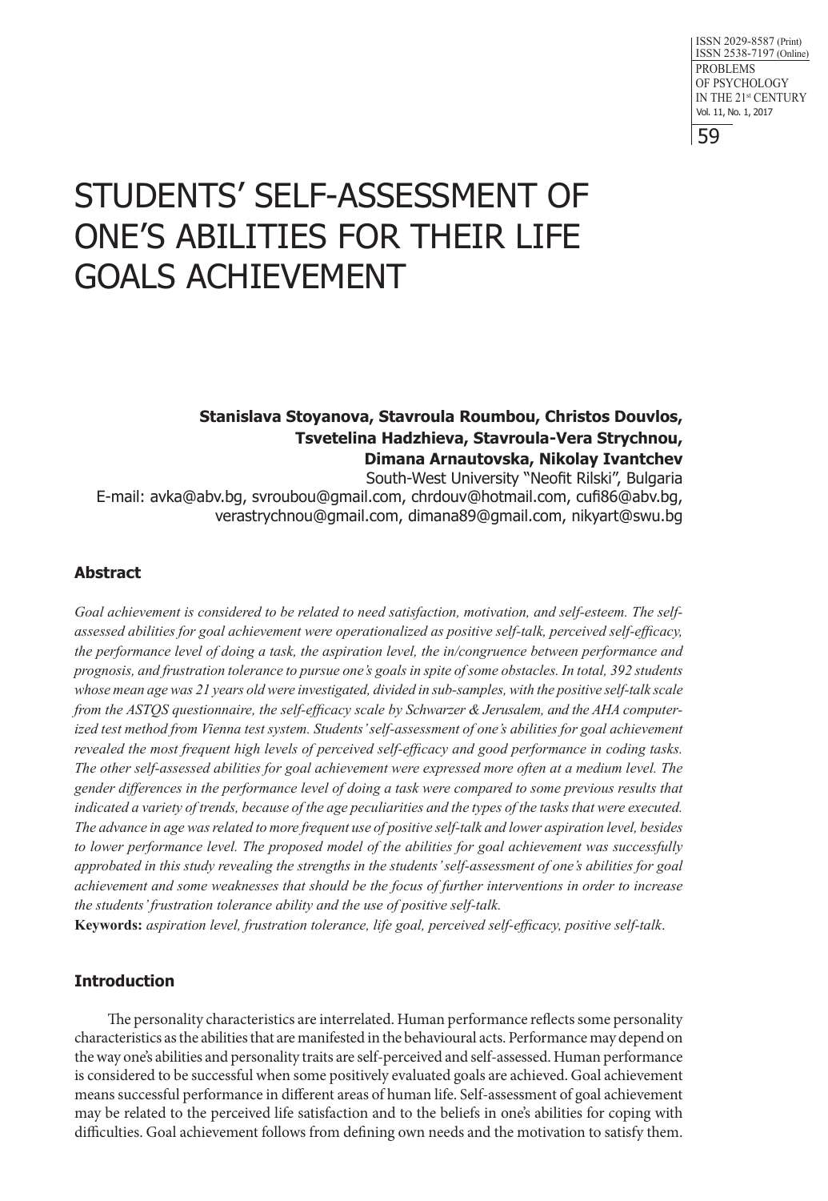# STUDENTS' SELF-ASSESSMENT OF ONE'S ABILITIES FOR THEIR LIFE GOALS ACHIEVEMENT

**Stanislava Stoyanova, Stavroula Roumbou, Christos Douvlos, Tsvetelina Hadzhieva, Stavroula-Vera Strychnou, Dimana Arnautovska, Nikolay Ivantchev**

South-West University "Neofit Rilski", Bulgaria

E-mail: avka@abv.bg, svroubou@gmail.com, chrdouv@hotmail.com, cufi86@abv.bg, verastrychnou@gmail.com, dimana89@gmail.com, nikyart@swu.bg

## Abstract

*Goal achievement is considered to be related to need satisfaction, motivation, and self-esteem. The self-assessed abilities for goal achievement were operationalized as positive self-talk, perceived self-efficacy, the performance level of doing a task, the aspiration level, the in/congruence between performance and prognosis, and frustration tolerance to pursue one's goals in spite of some obstacles. In total, 392 students whose mean age was 21 years old were investigated, divided in sub-samples, with the positive self-talk scale from the ASTQS questionnaire, the self-efficacy scale by Schwarzer & Jerusalem, and the AHA computerized test method from Vienna test system. Students' self-assessment of one's abilities for goal achievement revealed the most frequent high levels of perceived self-efficacy and good performance in coding tasks. The other self-assessed abilities for goal achievement were expressed more often at a medium level. The gender differences in the performance level of doing a task were compared to some previous results that indicated a variety of trends, because of the age peculiarities and the types of the tasks that were executed. The advance in age was related to more frequent use of positive self-talk and lower aspiration level, besides to lower performance level. The proposed model of the abilities for goal achievement was successfully approbated in this study revealing the strengths in the students' self-assessment of one's abilities for goal achievement and some weaknesses that should be the focus of further interventions in order to increase the students' frustration tolerance ability and the use of positive self-talk.*

**Keywords:** *aspiration level, frustration tolerance, life goal, perceived self-efficacy, positive self-talk*.

## Introduction

The personality characteristics are interrelated. Human performance reflects some personality characteristics as the abilities that are manifested in the behavioural acts. Performance may depend on the way one's abilities and personality traits are self-perceived and self-assessed. Human performance is considered to be successful when some positively evaluated goals are achieved. Goal achievement means successful performance in different areas of human life. Self-assessment of goal achievement may be related to the perceived life satisfaction and to the beliefs in one's abilities for coping with difficulties. Goal achievement follows from defining own needs and the motivation to satisfy them.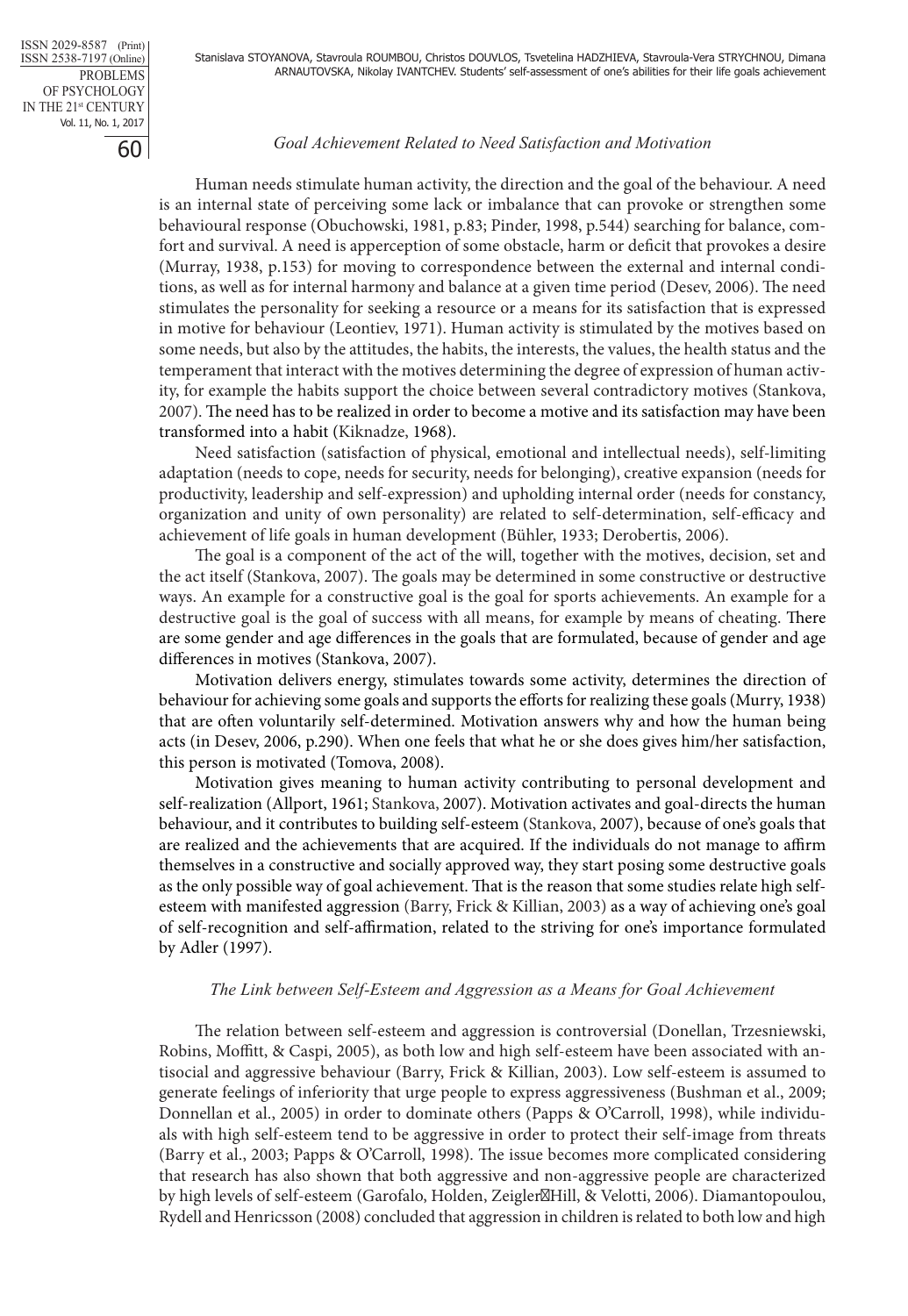### *Goal Achievement Related to Need Satisfaction and Motivation*

Human needs stimulate human activity, the direction and the goal of the behaviour. A need is an internal state of perceiving some lack or imbalance that can provoke or strengthen some behavioural response (Obuchowski, 1981, p.83; Pinder, 1998, p.544) searching for balance, comfort and survival. A need is apperception of some obstacle, harm or deficit that provokes a desire (Murray, 1938, p.153) for moving to correspondence between the external and internal conditions, as well as for internal harmony and balance at a given time period (Desev, 2006). The need stimulates the personality for seeking a resource or a means for its satisfaction that is expressed in motive for behaviour (Leontiev, 1971). Human activity is stimulated by the motives based on some needs, but also by the attitudes, the habits, the interests, the values, the health status and the temperament that interact with the motives determining the degree of expression of human activity, for example the habits support the choice between several contradictory motives (Stankova, 2007). The need has to be realized in order to become a motive and its satisfaction may have been transformed into a habit (Kiknadze, 1968).

Need satisfaction (satisfaction of physical, emotional and intellectual needs), self-limiting adaptation (needs to cope, needs for security, needs for belonging), creative expansion (needs for productivity, leadership and self-expression) and upholding internal order (needs for constancy, organization and unity of own personality) are related to self-determination, self-efficacy and achievement of life goals in human development (Bühler, 1933; Derobertis, 2006).

The goal is a component of the act of the will, together with the motives, decision, set and the act itself (Stankova, 2007). The goals may be determined in some constructive or destructive ways. An example for a constructive goal is the goal for sports achievements. An example for a destructive goal is the goal of success with all means, for example by means of cheating. There are some gender and age differences in the goals that are formulated, because of gender and age differences in motives (Stankova, 2007).

Motivation delivers energy, stimulates towards some activity, determines the direction of behaviour for achieving some goals and supports the efforts for realizing these goals (Murry, 1938) that are often voluntarily self-determined. Motivation answers why and how the human being acts (in Desev, 2006, p.290). When one feels that what he or she does gives him/her satisfaction, this person is motivated (Tomova, 2008).

Motivation gives meaning to human activity contributing to personal development and self-realization (Allport, 1961; Stankova, 2007). Motivation activates and goal-directs the human behaviour, and it contributes to building self-esteem (Stankova, 2007), because of one's goals that are realized and the achievements that are acquired. If the individuals do not manage to affirm themselves in a constructive and socially approved way, they start posing some destructive goals as the only possible way of goal achievement. That is the reason that some studies relate high self-esteem with manifested aggression (Barry, Frick & Killian, 2003) as a way of achieving one's goal of self-recognition and self-affirmation, related to the striving for one's importance formulated by Adler (1997).

### *The Link between Self-Esteem and Aggression as a Means for Goal Achievement*

The relation between self-esteem and aggression is controversial (Donellan, Trzesniewski, Robins, Moffitt, & Caspi, 2005), as both low and high self-esteem have been associated with antisocial and aggressive behaviour (Barry, Frick & Killian, 2003). Low self-esteem is assumed to generate feelings of inferiority that urge people to express aggressiveness (Bushman et al., 2009; Donnellan et al., 2005) in order to dominate others (Papps & O'Carroll, 1998), while individuals with high self-esteem tend to be aggressive in order to protect their self-image from threats (Barry et al., 2003; Papps & O'Carroll, 1998). The issue becomes more complicated considering that research has also shown that both aggressive and non-aggressive people are characterized by high levels of self-esteem (Garofalo, Holden, Zeigler-Hill, & Velotti, 2006). Diamantopoulou, Rydell and Henricsson (2008) concluded that aggression in children is related to both low and high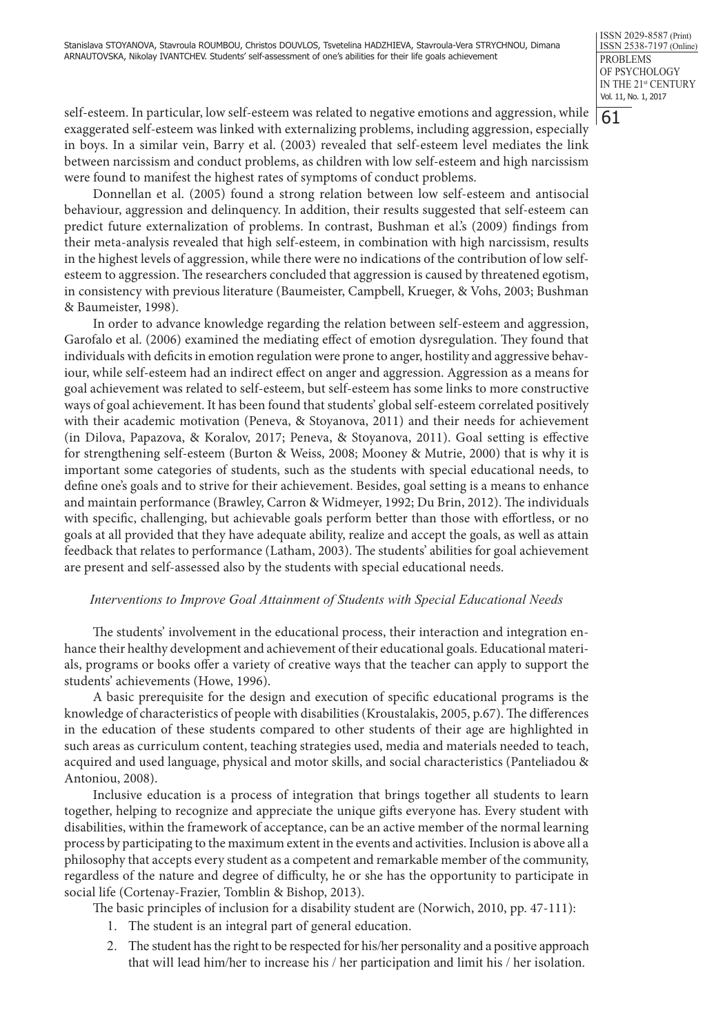self-esteem. In particular, low self-esteem was related to negative emotions and aggression, while exaggerated self-esteem was linked with externalizing problems, including aggression, especially in boys. In a similar vein, Barry et al. (2003) revealed that self-esteem level mediates the link between narcissism and conduct problems, as children with low self-esteem and high narcissism were found to manifest the highest rates of symptoms of conduct problems.

Donnellan et al. (2005) found a strong relation between low self-esteem and antisocial behaviour, aggression and delinquency. In addition, their results suggested that self-esteem can predict future externalization of problems. In contrast, Bushman et al.'s (2009) findings from their meta-analysis revealed that high self-esteem, in combination with high narcissism, results in the highest levels of aggression, while there were no indications of the contribution of low self-esteem to aggression. The researchers concluded that aggression is caused by threatened egotism, in consistency with previous literature (Baumeister, Campbell, Krueger, & Vohs, 2003; Bushman & Baumeister, 1998).

In order to advance knowledge regarding the relation between self-esteem and aggression, Garofalo et al. (2006) examined the mediating effect of emotion dysregulation. They found that individuals with deficits in emotion regulation were prone to anger, hostility and aggressive behaviour, while self-esteem had an indirect effect on anger and aggression. Aggression as a means for goal achievement was related to self-esteem, but self-esteem has some links to more constructive ways of goal achievement. It has been found that students' global self-esteem correlated positively with their academic motivation (Peneva, & Stoyanova, 2011) and their needs for achievement (in Dilova, Papazova, & Koralov, 2017; Peneva, & Stoyanova, 2011). Goal setting is effective for strengthening self-esteem (Burton & Weiss, 2008; Mooney & Mutrie, 2000) that is why it is important some categories of students, such as the students with special educational needs, to define one's goals and to strive for their achievement. Besides, goal setting is a means to enhance and maintain performance (Brawley, Carron & Widmeyer, 1992; Du Brin, 2012). The individuals with specific, challenging, but achievable goals perform better than those with effortless, or no goals at all provided that they have adequate ability, realize and accept the goals, as well as attain feedback that relates to performance (Latham, 2003). The students' abilities for goal achievement are present and self-assessed also by the students with special educational needs.

### *Interventions to Improve Goal Attainment of Students with Special Educational Needs*

The students' involvement in the educational process, their interaction and integration enhance their healthy development and achievement of their educational goals. Educational materials, programs or books offer a variety of creative ways that the teacher can apply to support the students' achievements (Howe, 1996).

A basic prerequisite for the design and execution of specific educational programs is the knowledge of characteristics of people with disabilities (Kroustalakis, 2005, p.67). The differences in the education of these students compared to other students of their age are highlighted in such areas as curriculum content, teaching strategies used, media and materials needed to teach, acquired and used language, physical and motor skills, and social characteristics (Panteliadou & Antoniou, 2008).

Inclusive education is a process of integration that brings together all students to learn together, helping to recognize and appreciate the unique gifts everyone has. Every student with disabilities, within the framework of acceptance, can be an active member of the normal learning process by participating to the maximum extent in the events and activities. Inclusion is above all a philosophy that accepts every student as a competent and remarkable member of the community, regardless of the nature and degree of difficulty, he or she has the opportunity to participate in social life (Cortenay-Frazier, Tomblin & Bishop, 2013).

The basic principles of inclusion for a disability student are (Norwich, 2010, pp. 47-111):

1. The student is an integral part of general education.
2. The student has the right to be respected for his/her personality and a positive approach that will lead him/her to increase his / her participation and limit his / her isolation.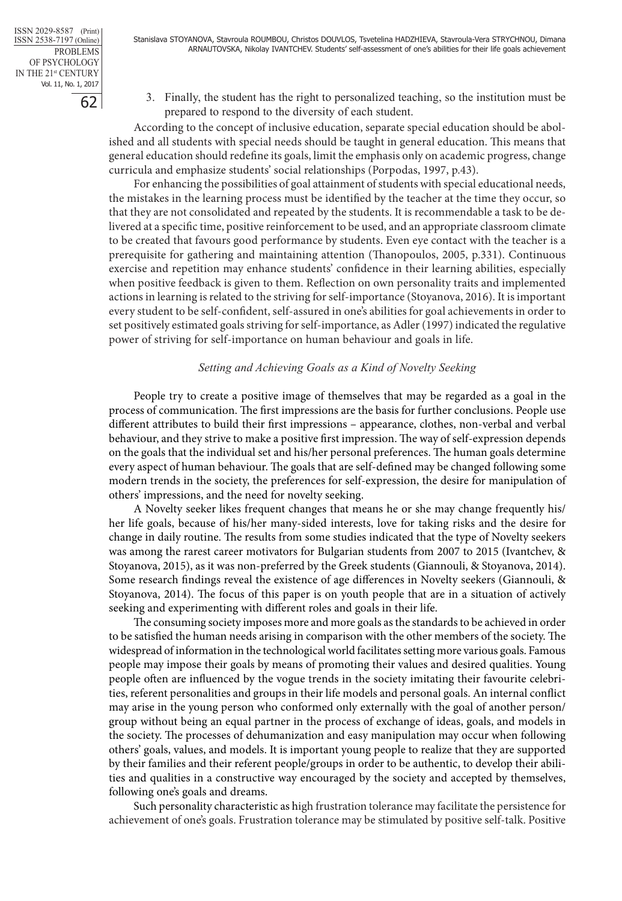3. Finally, the student has the right to personalized teaching, so the institution must be prepared to respond to the diversity of each student.

According to the concept of inclusive education, separate special education should be abolished and all students with special needs should be taught in general education. This means that general education should redefine its goals, limit the emphasis only on academic progress, change curricula and emphasize students' social relationships (Porpodas, 1997, p.43).

For enhancing the possibilities of goal attainment of students with special educational needs, the mistakes in the learning process must be identified by the teacher at the time they occur, so that they are not consolidated and repeated by the students. It is recommendable a task to be delivered at a specific time, positive reinforcement to be used, and an appropriate classroom climate to be created that favours good performance by students. Even eye contact with the teacher is a prerequisite for gathering and maintaining attention (Thanopoulos, 2005, p.331). Continuous exercise and repetition may enhance students' confidence in their learning abilities, especially when positive feedback is given to them. Reflection on own personality traits and implemented actions in learning is related to the striving for self-importance (Stoyanova, 2016). It is important every student to be self-confident, self-assured in one's abilities for goal achievements in order to set positively estimated goals striving for self-importance, as Adler (1997) indicated the regulative power of striving for self-importance on human behaviour and goals in life.

### *Setting and Achieving Goals as a Kind of Novelty Seeking*

People try to create a positive image of themselves that may be regarded as a goal in the process of communication. The first impressions are the basis for further conclusions. People use different attributes to build their first impressions – appearance, clothes, non-verbal and verbal behaviour, and they strive to make a positive first impression. The way of self-expression depends on the goals that the individual set and his/her personal preferences. The human goals determine every aspect of human behaviour. The goals that are self-defined may be changed following some modern trends in the society, the preferences for self-expression, the desire for manipulation of others' impressions, and the need for novelty seeking.

A Novelty seeker likes frequent changes that means he or she may change frequently his/her life goals, because of his/her many-sided interests, love for taking risks and the desire for change in daily routine. The results from some studies indicated that the type of Novelty seekers was among the rarest career motivators for Bulgarian students from 2007 to 2015 (Ivantchev, & Stoyanova, 2015), as it was non-preferred by the Greek students (Giannouli, & Stoyanova, 2014). Some research findings reveal the existence of age differences in Novelty seekers (Giannouli, & Stoyanova, 2014). The focus of this paper is on youth people that are in a situation of actively seeking and experimenting with different roles and goals in their life.

The consuming society imposes more and more goals as the standards to be achieved in order to be satisfied the human needs arising in comparison with the other members of the society. The widespread of information in the technological world facilitates setting more various goals. Famous people may impose their goals by means of promoting their values and desired qualities. Young people often are influenced by the vogue trends in the society imitating their favourite celebrities, referent personalities and groups in their life models and personal goals. An internal conflict may arise in the young person who conformed only externally with the goal of another person/group without being an equal partner in the process of exchange of ideas, goals, and models in the society. The processes of dehumanization and easy manipulation may occur when following others' goals, values, and models. It is important young people to realize that they are supported by their families and their referent people/groups in order to be authentic, to develop their abilities and qualities in a constructive way encouraged by the society and accepted by themselves, following one's goals and dreams.

Such personality characteristic as high frustration tolerance may facilitate the persistence for achievement of one's goals. Frustration tolerance may be stimulated by positive self-talk. Positive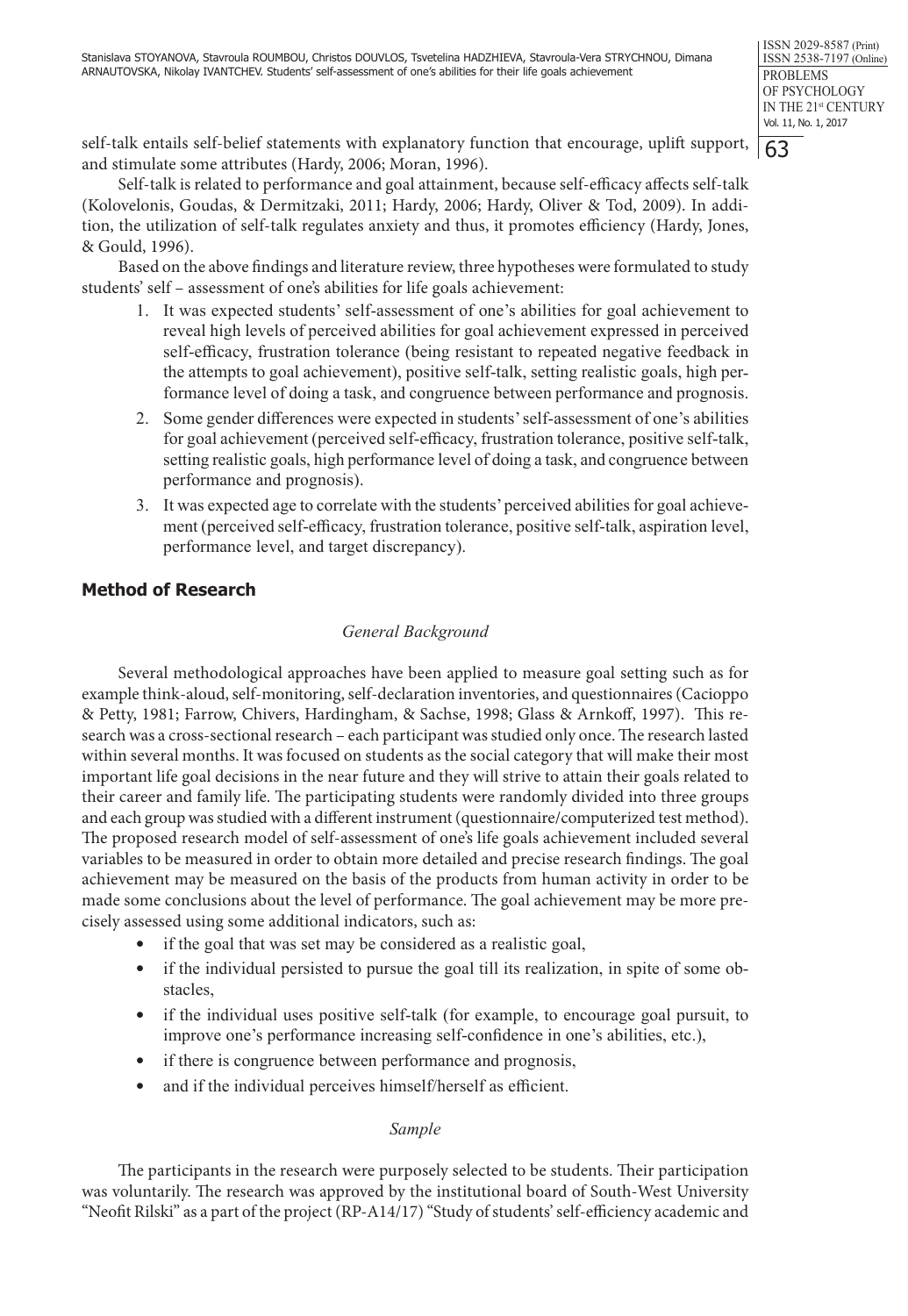self-talk entails self-belief statements with explanatory function that encourage, uplift support, and stimulate some attributes (Hardy, 2006; Moran, 1996).

Self-talk is related to performance and goal attainment, because self-efficacy affects self-talk (Kolovelonis, Goudas, & Dermitzaki, 2011; Hardy, 2006; Hardy, Oliver & Tod, 2009). In addition, the utilization of self-talk regulates anxiety and thus, it promotes efficiency (Hardy, Jones, & Gould, 1996).

Based on the above findings and literature review, three hypotheses were formulated to study students' self – assessment of one's abilities for life goals achievement:

1. It was expected students' self-assessment of one's abilities for goal achievement to reveal high levels of perceived abilities for goal achievement expressed in perceived self-efficacy, frustration tolerance (being resistant to repeated negative feedback in the attempts to goal achievement), positive self-talk, setting realistic goals, high performance level of doing a task, and congruence between performance and prognosis.
2. Some gender differences were expected in students' self-assessment of one's abilities for goal achievement (perceived self-efficacy, frustration tolerance, positive self-talk, setting realistic goals, high performance level of doing a task, and congruence between performance and prognosis).
3. It was expected age to correlate with the students' perceived abilities for goal achievement (perceived self-efficacy, frustration tolerance, positive self-talk, aspiration level, performance level, and target discrepancy).

## Method of Research

### *General Background*

Several methodological approaches have been applied to measure goal setting such as for example think-aloud, self-monitoring, self-declaration inventories, and questionnaires (Cacioppo & Petty, 1981; Farrow, Chivers, Hardingham, & Sachse, 1998; Glass & Arnkoff, 1997). This research was a cross-sectional research – each participant was studied only once. The research lasted within several months. It was focused on students as the social category that will make their most important life goal decisions in the near future and they will strive to attain their goals related to their career and family life. The participating students were randomly divided into three groups and each group was studied with a different instrument (questionnaire/computerized test method). The proposed research model of self-assessment of one's life goals achievement included several variables to be measured in order to obtain more detailed and precise research findings. The goal achievement may be measured on the basis of the products from human activity in order to be made some conclusions about the level of performance. The goal achievement may be more precisely assessed using some additional indicators, such as:

- if the goal that was set may be considered as a realistic goal,
- if the individual persisted to pursue the goal till its realization, in spite of some obstacles,
- if the individual uses positive self-talk (for example, to encourage goal pursuit, to improve one's performance increasing self-confidence in one's abilities, etc.),
- if there is congruence between performance and prognosis,
- and if the individual perceives himself/herself as efficient.

### *Sample*

The participants in the research were purposely selected to be students. Their participation was voluntarily. The research was approved by the institutional board of South-West University "Neofit Rilski" as a part of the project (RP-A14/17) "Study of students' self-efficiency academic and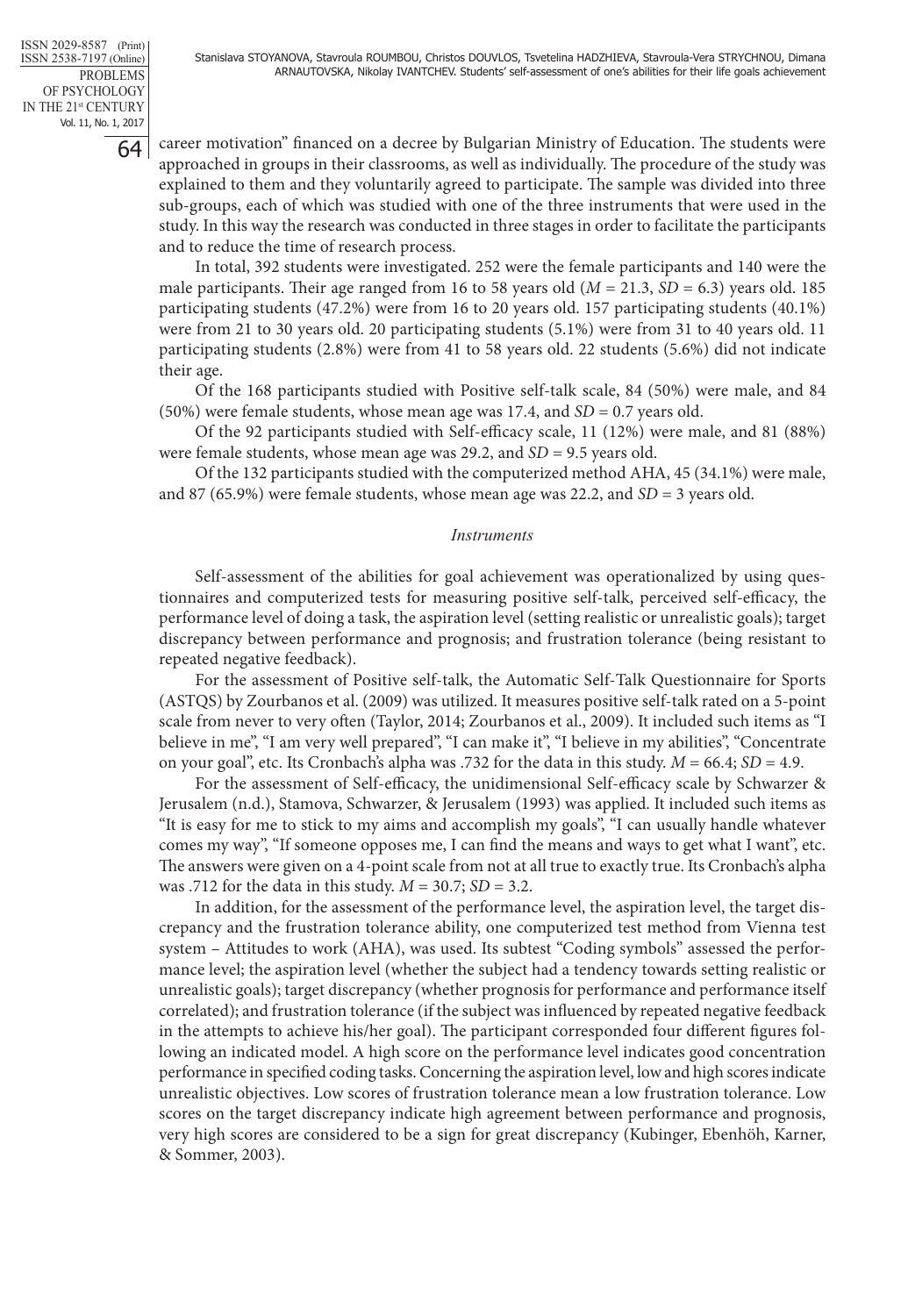career motivation" financed on a decree by Bulgarian Ministry of Education. The students were approached in groups in their classrooms, as well as individually. The procedure of the study was explained to them and they voluntarily agreed to participate. The sample was divided into three sub-groups, each of which was studied with one of the three instruments that were used in the study. In this way the research was conducted in three stages in order to facilitate the participants and to reduce the time of research process.

In total, 392 students were investigated. 252 were the female participants and 140 were the male participants. Their age ranged from 16 to 58 years old ($M = 21.3$, $SD = 6.3$) years old. 185 participating students (47.2%) were from 16 to 20 years old. 157 participating students (40.1%) were from 21 to 30 years old. 20 participating students (5.1%) were from 31 to 40 years old. 11 participating students (2.8%) were from 41 to 58 years old. 22 students (5.6%) did not indicate their age.

Of the 168 participants studied with Positive self-talk scale, 84 (50%) were male, and 84 (50%) were female students, whose mean age was 17.4, and $SD = 0.7$ years old.

Of the 92 participants studied with Self-efficacy scale, 11 (12%) were male, and 81 (88%) were female students, whose mean age was 29.2, and $SD = 9.5$ years old.

Of the 132 participants studied with the computerized method AHA, 45 (34.1%) were male, and 87 (65.9%) were female students, whose mean age was 22.2, and $SD = 3$ years old.

### *Instruments*

Self-assessment of the abilities for goal achievement was operationalized by using questionnaires and computerized tests for measuring positive self-talk, perceived self-efficacy, the performance level of doing a task, the aspiration level (setting realistic or unrealistic goals); target discrepancy between performance and prognosis; and frustration tolerance (being resistant to repeated negative feedback).

For the assessment of Positive self-talk, the Automatic Self-Talk Questionnaire for Sports (ASTQS) by Zourbanos et al. (2009) was utilized. It measures positive self-talk rated on a 5-point scale from never to very often (Taylor, 2014; Zourbanos et al., 2009). It included such items as "I believe in me", "I am very well prepared", "I can make it", "I believe in my abilities", "Concentrate on your goal", etc. Its Cronbach's alpha was .732 for the data in this study. $M = 66.4$; $SD = 4.9$.

For the assessment of Self-efficacy, the unidimensional Self-efficacy scale by Schwarzer & Jerusalem (n.d.), Stamova, Schwarzer, & Jerusalem (1993) was applied. It included such items as "It is easy for me to stick to my aims and accomplish my goals", "I can usually handle whatever comes my way", "If someone opposes me, I can find the means and ways to get what I want", etc. The answers were given on a 4-point scale from not at all true to exactly true. Its Cronbach's alpha was .712 for the data in this study. $M = 30.7$; $SD = 3.2$.

In addition, for the assessment of the performance level, the aspiration level, the target discrepancy and the frustration tolerance ability, one computerized test method from Vienna test system – Attitudes to work (AHA), was used. Its subtest "Coding symbols" assessed the performance level; the aspiration level (whether the subject had a tendency towards setting realistic or unrealistic goals); target discrepancy (whether prognosis for performance and performance itself correlated); and frustration tolerance (if the subject was influenced by repeated negative feedback in the attempts to achieve his/her goal). The participant corresponded four different figures following an indicated model. A high score on the performance level indicates good concentration performance in specified coding tasks. Concerning the aspiration level, low and high scores indicate unrealistic objectives. Low scores of frustration tolerance mean a low frustration tolerance. Low scores on the target discrepancy indicate high agreement between performance and prognosis, very high scores are considered to be a sign for great discrepancy (Kubinger, Ebenhöh, Karner, & Sommer, 2003).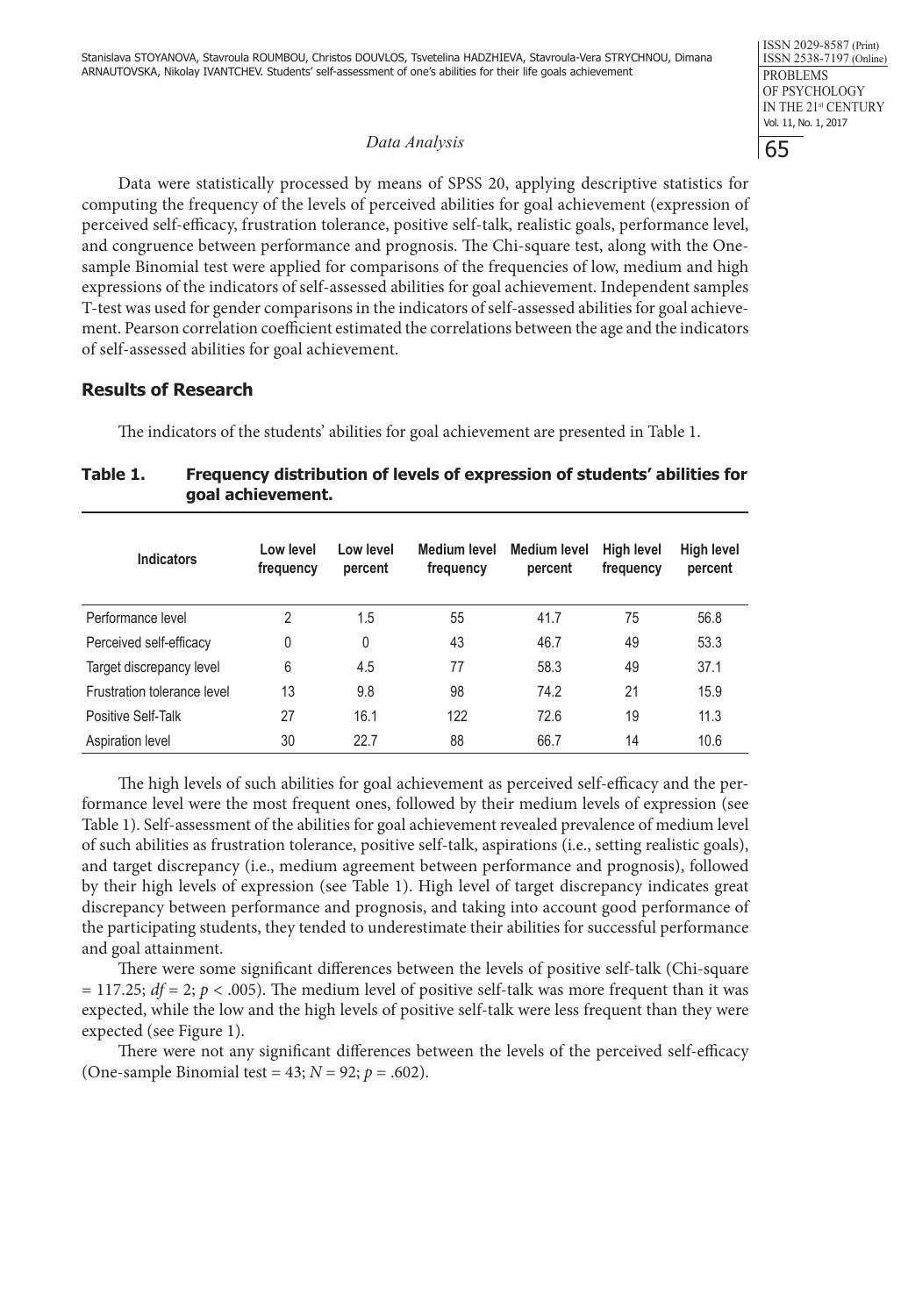*Data Analysis*

Data were statistically processed by means of SPSS 20, applying descriptive statistics for computing the frequency of the levels of perceived abilities for goal achievement (expression of perceived self-efficacy, frustration tolerance, positive self-talk, realistic goals, performance level, and congruence between performance and prognosis. The Chi-square test, along with the One-sample Binomial test were applied for comparisons of the frequencies of low, medium and high expressions of the indicators of self-assessed abilities for goal achievement. Independent samples T-test was used for gender comparisons in the indicators of self-assessed abilities for goal achievement. Pearson correlation coefficient estimated the correlations between the age and the indicators of self-assessed abilities for goal achievement.

## Results of Research

The indicators of the students' abilities for goal achievement are presented in Table 1.

**Table 1. Frequency distribution of levels of expression of students' abilities for goal achievement.**

| Indicators | Low level frequency | Low level percent | Medium level frequency | Medium level percent | High level frequency | High level percent |
|---|---|---|---|---|---|---|
| Performance level | 2 | 1.5 | 55 | 41.7 | 75 | 56.8 |
| Perceived self-efficacy | 0 | 0 | 43 | 46.7 | 49 | 53.3 |
| Target discrepancy level | 6 | 4.5 | 77 | 58.3 | 49 | 37.1 |
| Frustration tolerance level | 13 | 9.8 | 98 | 74.2 | 21 | 15.9 |
| Positive Self-Talk | 27 | 16.1 | 122 | 72.6 | 19 | 11.3 |
| Aspiration level | 30 | 22.7 | 88 | 66.7 | 14 | 10.6 |

The high levels of such abilities for goal achievement as perceived self-efficacy and the performance level were the most frequent ones, followed by their medium levels of expression (see Table 1). Self-assessment of the abilities for goal achievement revealed prevalence of medium level of such abilities as frustration tolerance, positive self-talk, aspirations (i.e., setting realistic goals), and target discrepancy (i.e., medium agreement between performance and prognosis), followed by their high levels of expression (see Table 1). High level of target discrepancy indicates great discrepancy between performance and prognosis, and taking into account good performance of the participating students, they tended to underestimate their abilities for successful performance and goal attainment.

There were some significant differences between the levels of positive self-talk (Chi-square = 117.25; $df = 2$; $p < .005$). The medium level of positive self-talk was more frequent than it was expected, while the low and the high levels of positive self-talk were less frequent than they were expected (see Figure 1).

There were not any significant differences between the levels of the perceived self-efficacy (One-sample Binomial test = 43; $N = 92$; $p = .602$).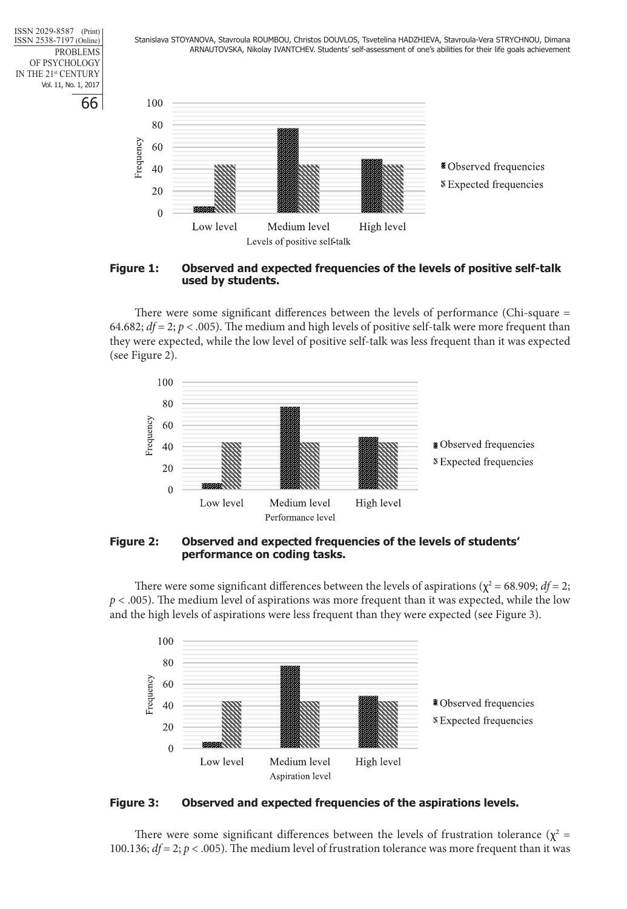**Figure 1:** **Observed and expected frequencies of the levels of positive self-talk used by students.**

There were some significant differences between the levels of performance (Chi-square = 64.682; $df = 2$; $p < .005$). The medium and high levels of positive self-talk were more frequent than they were expected, while the low level of positive self-talk was less frequent than it was expected (see Figure 2).

**Figure 2:** **Observed and expected frequencies of the levels of students' performance on coding tasks.**

There were some significant differences between the levels of aspirations ($\chi^2 = 68.909$; $df = 2$; $p < .005$). The medium level of aspirations was more frequent than it was expected, while the low and the high levels of aspirations were less frequent than they were expected (see Figure 3).

**Figure 3:** **Observed and expected frequencies of the aspirations levels.**

There were some significant differences between the levels of frustration tolerance ($\chi^2 = 100.136$; $df = 2$; $p < .005$). The medium level of frustration tolerance was more frequent than it was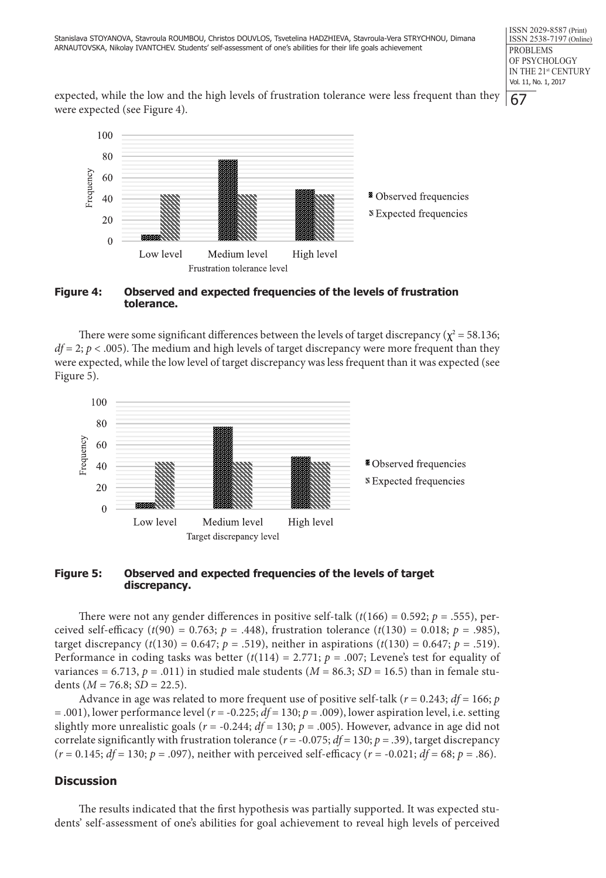expected, while the low and the high levels of frustration tolerance were less frequent than they were expected (see Figure 4).

**Figure 4: Observed and expected frequencies of the levels of frustration tolerance.**

There were some significant differences between the levels of target discrepancy ($\chi^2 = 58.136$; $df = 2$; $p < .005$). The medium and high levels of target discrepancy were more frequent than they were expected, while the low level of target discrepancy was less frequent than it was expected (see Figure 5).

**Figure 5: Observed and expected frequencies of the levels of target discrepancy.**

There were not any gender differences in positive self-talk ($t(166) = 0.592$; $p = .555$), perceived self-efficacy ($t(90) = 0.763$; $p = .448$), frustration tolerance ($t(130) = 0.018$; $p = .985$), target discrepancy ($t(130) = 0.647$; $p = .519$), neither in aspirations ($t(130) = 0.647$; $p = .519$). Performance in coding tasks was better ($t(114) = 2.771$; $p = .007$; Levene's test for equality of variances = 6.713, $p = .011$) in studied male students ($M = 86.3$; $SD = 16.5$) than in female students ($M = 76.8$; $SD = 22.5$).

Advance in age was related to more frequent use of positive self-talk ($r = 0.243$; $df = 166$; $p = .001$), lower performance level ($r = -0.225$; $df = 130$; $p = .009$), lower aspiration level, i.e. setting slightly more unrealistic goals ($r = -0.244$; $df = 130$; $p = .005$). However, advance in age did not correlate significantly with frustration tolerance ($r = -0.075$; $df = 130$; $p = .39$), target discrepancy ($r = 0.145$; $df = 130$; $p = .097$), neither with perceived self-efficacy ($r = -0.021$; $df = 68$; $p = .86$).

## Discussion

The results indicated that the first hypothesis was partially supported. It was expected students' self-assessment of one's abilities for goal achievement to reveal high levels of perceived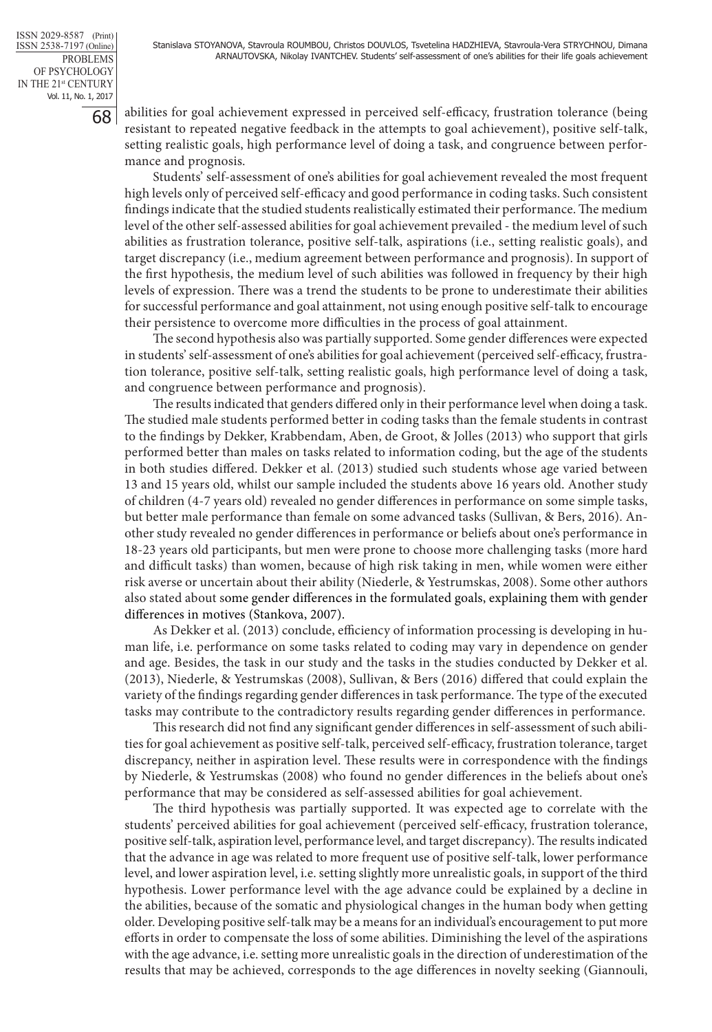abilities for goal achievement expressed in perceived self-efficacy, frustration tolerance (being resistant to repeated negative feedback in the attempts to goal achievement), positive self-talk, setting realistic goals, high performance level of doing a task, and congruence between performance and prognosis.

Students' self-assessment of one's abilities for goal achievement revealed the most frequent high levels only of perceived self-efficacy and good performance in coding tasks. Such consistent findings indicate that the studied students realistically estimated their performance. The medium level of the other self-assessed abilities for goal achievement prevailed - the medium level of such abilities as frustration tolerance, positive self-talk, aspirations (i.e., setting realistic goals), and target discrepancy (i.e., medium agreement between performance and prognosis). In support of the first hypothesis, the medium level of such abilities was followed in frequency by their high levels of expression. There was a trend the students to be prone to underestimate their abilities for successful performance and goal attainment, not using enough positive self-talk to encourage their persistence to overcome more difficulties in the process of goal attainment.

The second hypothesis also was partially supported. Some gender differences were expected in students' self-assessment of one's abilities for goal achievement (perceived self-efficacy, frustration tolerance, positive self-talk, setting realistic goals, high performance level of doing a task, and congruence between performance and prognosis).

The results indicated that genders differed only in their performance level when doing a task. The studied male students performed better in coding tasks than the female students in contrast to the findings by Dekker, Krabbendam, Aben, de Groot, & Jolles (2013) who support that girls performed better than males on tasks related to information coding, but the age of the students in both studies differed. Dekker et al. (2013) studied such students whose age varied between 13 and 15 years old, whilst our sample included the students above 16 years old. Another study of children (4-7 years old) revealed no gender differences in performance on some simple tasks, but better male performance than female on some advanced tasks (Sullivan, & Bers, 2016). Another study revealed no gender differences in performance or beliefs about one's performance in 18-23 years old participants, but men were prone to choose more challenging tasks (more hard and difficult tasks) than women, because of high risk taking in men, while women were either risk averse or uncertain about their ability (Niederle, & Yestrumskas, 2008). Some other authors also stated about some gender differences in the formulated goals, explaining them with gender differences in motives (Stankova, 2007).

As Dekker et al. (2013) conclude, efficiency of information processing is developing in human life, i.e. performance on some tasks related to coding may vary in dependence on gender and age. Besides, the task in our study and the tasks in the studies conducted by Dekker et al. (2013), Niederle, & Yestrumskas (2008), Sullivan, & Bers (2016) differed that could explain the variety of the findings regarding gender differences in task performance. The type of the executed tasks may contribute to the contradictory results regarding gender differences in performance.

This research did not find any significant gender differences in self-assessment of such abilities for goal achievement as positive self-talk, perceived self-efficacy, frustration tolerance, target discrepancy, neither in aspiration level. These results were in correspondence with the findings by Niederle, & Yestrumskas (2008) who found no gender differences in the beliefs about one's performance that may be considered as self-assessed abilities for goal achievement.

The third hypothesis was partially supported. It was expected age to correlate with the students' perceived abilities for goal achievement (perceived self-efficacy, frustration tolerance, positive self-talk, aspiration level, performance level, and target discrepancy). The results indicated that the advance in age was related to more frequent use of positive self-talk, lower performance level, and lower aspiration level, i.e. setting slightly more unrealistic goals, in support of the third hypothesis. Lower performance level with the age advance could be explained by a decline in the abilities, because of the somatic and physiological changes in the human body when getting older. Developing positive self-talk may be a means for an individual's encouragement to put more efforts in order to compensate the loss of some abilities. Diminishing the level of the aspirations with the age advance, i.e. setting more unrealistic goals in the direction of underestimation of the results that may be achieved, corresponds to the age differences in novelty seeking (Giannouli,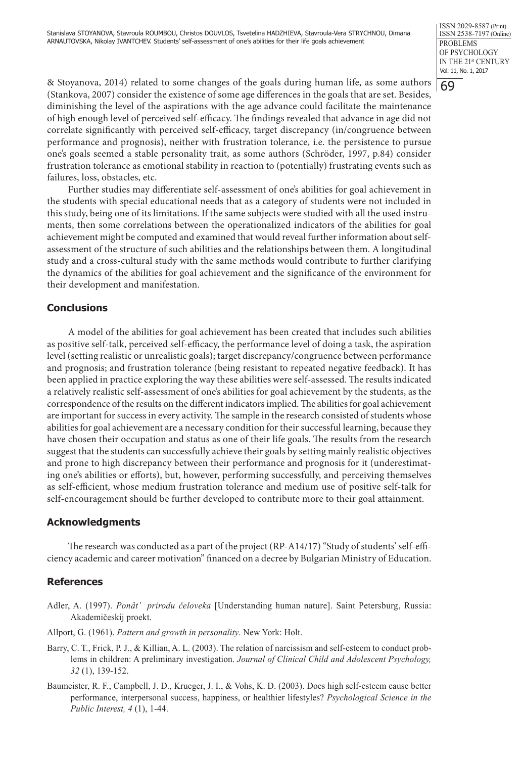& Stoyanova, 2014) related to some changes of the goals during human life, as some authors (Stankova, 2007) consider the existence of some age differences in the goals that are set. Besides, diminishing the level of the aspirations with the age advance could facilitate the maintenance of high enough level of perceived self-efficacy. The findings revealed that advance in age did not correlate significantly with perceived self-efficacy, target discrepancy (in/congruence between performance and prognosis), neither with frustration tolerance, i.e. the persistence to pursue one's goals seemed a stable personality trait, as some authors (Schröder, 1997, p.84) consider frustration tolerance as emotional stability in reaction to (potentially) frustrating events such as failures, loss, obstacles, etc.

Further studies may differentiate self-assessment of one's abilities for goal achievement in the students with special educational needs that as a category of students were not included in this study, being one of its limitations. If the same subjects were studied with all the used instruments, then some correlations between the operationalized indicators of the abilities for goal achievement might be computed and examined that would reveal further information about self-assessment of the structure of such abilities and the relationships between them. A longitudinal study and a cross-cultural study with the same methods would contribute to further clarifying the dynamics of the abilities for goal achievement and the significance of the environment for their development and manifestation.

## Conclusions

A model of the abilities for goal achievement has been created that includes such abilities as positive self-talk, perceived self-efficacy, the performance level of doing a task, the aspiration level (setting realistic or unrealistic goals); target discrepancy/congruence between performance and prognosis; and frustration tolerance (being resistant to repeated negative feedback). It has been applied in practice exploring the way these abilities were self-assessed. The results indicated a relatively realistic self-assessment of one's abilities for goal achievement by the students, as the correspondence of the results on the different indicators implied. The abilities for goal achievement are important for success in every activity. The sample in the research consisted of students whose abilities for goal achievement are a necessary condition for their successful learning, because they have chosen their occupation and status as one of their life goals. The results from the research suggest that the students can successfully achieve their goals by setting mainly realistic objectives and prone to high discrepancy between their performance and prognosis for it (underestimating one's abilities or efforts), but, however, performing successfully, and perceiving themselves as self-efficient, whose medium frustration tolerance and medium use of positive self-talk for self-encouragement should be further developed to contribute more to their goal attainment.

## Acknowledgments

The research was conducted as a part of the project (RP-A14/17) "Study of students' self-efficiency academic and career motivation" financed on a decree by Bulgarian Ministry of Education.

## References

Adler, A. (1997). *Ponât' prirodu čeloveka* [Understanding human nature]. Saint Petersburg, Russia: Akademičeskij proekt.

Allport, G. (1961). *Pattern and growth in personality*. New York: Holt.

Barry, C. T., Frick, P. J., & Killian, A. L. (2003). The relation of narcissism and self-esteem to conduct problems in children: A preliminary investigation. *Journal of Clinical Child and Adolescent Psychology, 32* (1), 139-152.

Baumeister, R. F., Campbell, J. D., Krueger, J. I., & Vohs, K. D. (2003). Does high self-esteem cause better performance, interpersonal success, happiness, or healthier lifestyles? *Psychological Science in the Public Interest, 4* (1), 1-44.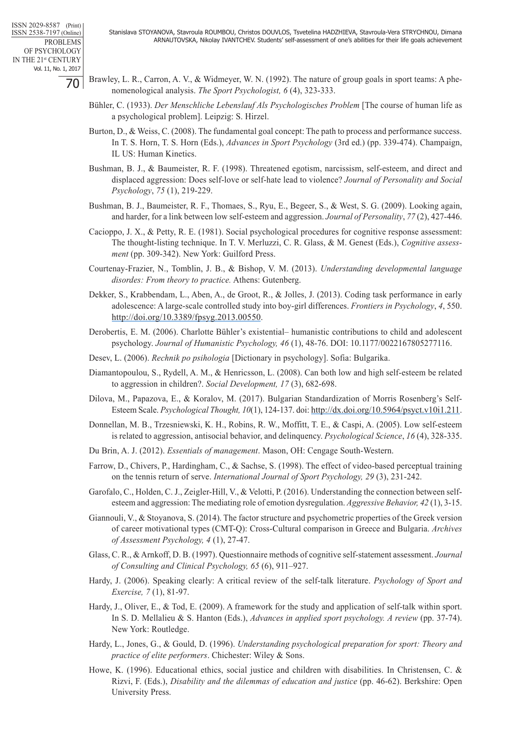Brawley, L. R., Carron, A. V., & Widmeyer, W. N. (1992). The nature of group goals in sport teams: A phenomenological analysis. *The Sport Psychologist, 6* (4), 323-333.

Bühler, C. (1933). *Der Menschliche Lebenslauf Als Psychologisches Problem* [The course of human life as a psychological problem]. Leipzig: S. Hirzel.

Burton, D., & Weiss, C. (2008). The fundamental goal concept: The path to process and performance success. In T. S. Horn, T. S. Horn (Eds.), *Advances in Sport Psychology* (3rd ed.) (pp. 339-474). Champaign, IL US: Human Kinetics.

Bushman, B. J., & Baumeister, R. F. (1998). Threatened egotism, narcissism, self-esteem, and direct and displaced aggression: Does self-love or self-hate lead to violence? *Journal of Personality and Social Psychology*, *75* (1), 219-229.

Bushman, B. J., Baumeister, R. F., Thomaes, S., Ryu, E., Begeer, S., & West, S. G. (2009). Looking again, and harder, for a link between low self-esteem and aggression. *Journal of Personality*, *77* (2), 427-446.

Cacioppo, J. X., & Petty, R. E. (1981). Social psychological procedures for cognitive response assessment: The thought-listing technique. In T. V. Merluzzi, C. R. Glass, & M. Genest (Eds.), *Cognitive assessment* (pp. 309-342). New York: Guilford Press.

Courtenay-Frazier, N., Tomblin, J. B., & Bishop, V. M. (2013). *Understanding developmental language disordes: From theory to practice.* Athens: Gutenberg.

Dekker, S., Krabbendam, L., Aben, A., de Groot, R., & Jolles, J. (2013). Coding task performance in early adolescence: A large-scale controlled study into boy-girl differences. *Frontiers in Psychology*, *4*, 550. http://doi.org/10.3389/fpsyg.2013.00550.

Derobertis, E. M. (2006). Charlotte Bühler's existential– humanistic contributions to child and adolescent psychology. *Journal of Humanistic Psychology, 46* (1), 48-76. DOI: 10.1177/0022167805277116.

Desev, L. (2006). *Rechnik po psihologia* [Dictionary in psychology]. Sofia: Bulgarika.

Diamantopoulou, S., Rydell, A. M., & Henricsson, L. (2008). Can both low and high self-esteem be related to aggression in children?. *Social Development, 17* (3), 682-698.

Dilova, M., Papazova, E., & Koralov, M. (2017). Bulgarian Standardization of Morris Rosenberg's Self-Esteem Scale. *Psychological Thought, 10*(1), 124-137. doi: http://dx.doi.org/10.5964/psyct.v10i1.211.

Donnellan, M. B., Trzesniewski, K. H., Robins, R. W., Moffitt, T. E., & Caspi, A. (2005). Low self-esteem is related to aggression, antisocial behavior, and delinquency. *Psychological Science*, *16* (4), 328-335.

Du Brin, A. J. (2012). *Essentials of management*. Mason, OH: Cengage South-Western.

Farrow, D., Chivers, P., Hardingham, C., & Sachse, S. (1998). The effect of video-based perceptual training on the tennis return of serve. *International Journal of Sport Psychology, 29* (3), 231-242.

Garofalo, C., Holden, C. J., Zeigler-Hill, V., & Velotti, P. (2016). Understanding the connection between self-esteem and aggression: The mediating role of emotion dysregulation. *Aggressive Behavior, 42* (1), 3-15.

Giannouli, V., & Stoyanova, S. (2014). The factor structure and psychometric properties of the Greek version of career motivational types (CMT-Q): Cross-Cultural comparison in Greece and Bulgaria. *Archives of Assessment Psychology, 4* (1), 27-47.

Glass, C. R., & Arnkoff, D. B. (1997). Questionnaire methods of cognitive self-statement assessment. *Journal of Consulting and Clinical Psychology, 65* (6), 911–927.

Hardy, J. (2006). Speaking clearly: A critical review of the self-talk literature. *Psychology of Sport and Exercise, 7* (1), 81-97.

Hardy, J., Oliver, E., & Tod, E. (2009). A framework for the study and application of self-talk within sport. In S. D. Mellalieu & S. Hanton (Eds.), *Advances in applied sport psychology. A review* (pp. 37-74). New York: Routledge.

Hardy, L., Jones, G., & Gould, D. (1996). *Understanding psychological preparation for sport: Theory and practice of elite performers*. Chichester: Wiley & Sons.

Howe, K. (1996). Educational ethics, social justice and children with disabilities. In Christensen, C. & Rizvi, F. (Eds.), *Disability and the dilemmas of education and justice* (pp. 46-62). Berkshire: Open University Press.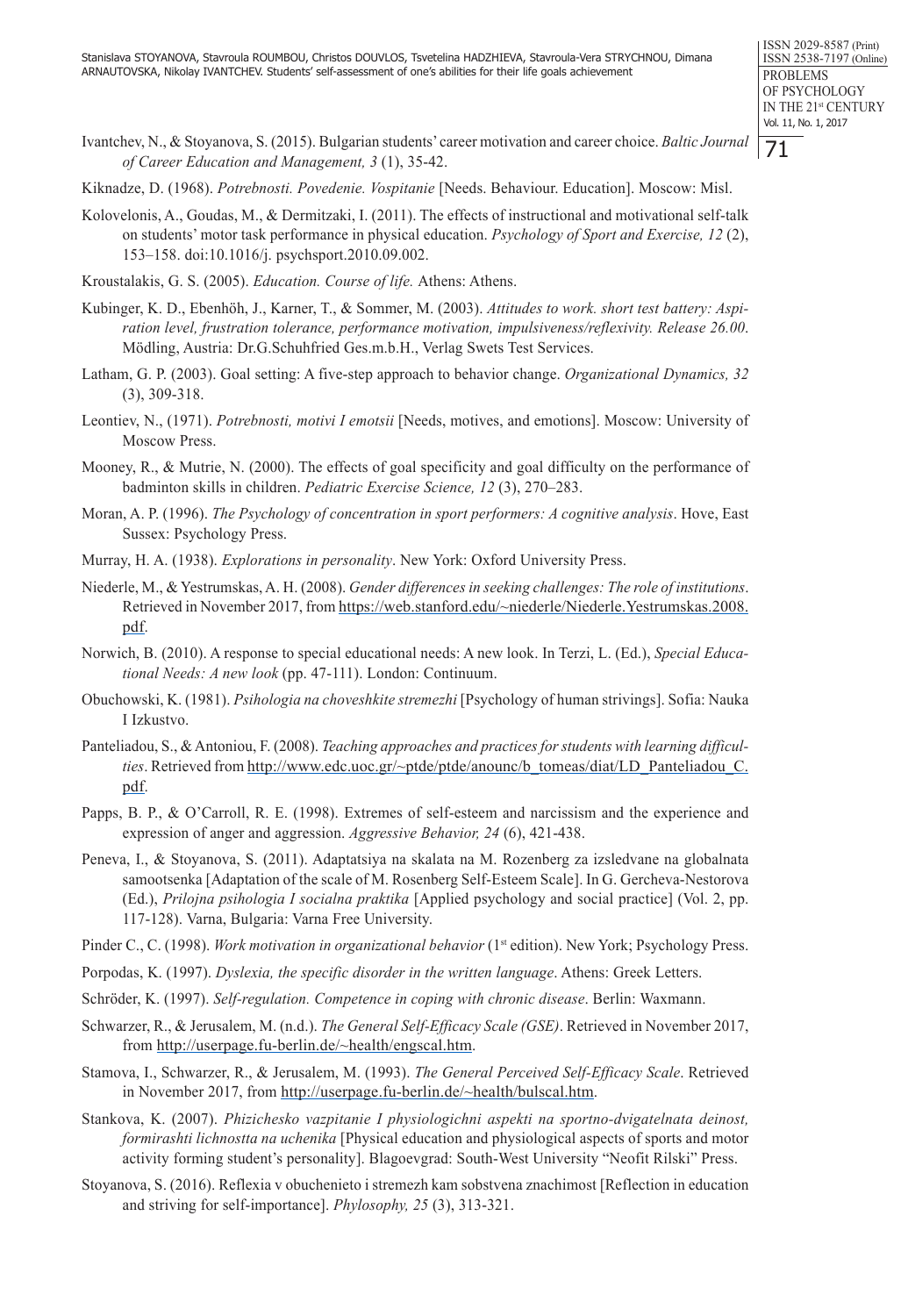Ivantchev, N., & Stoyanova, S. (2015). Bulgarian students' career motivation and career choice. *Baltic Journal of Career Education and Management, 3* (1), 35-42.

Kiknadze, D. (1968). *Potrebnosti. Povedenie. Vospitanie* [Needs. Behaviour. Education]. Moscow: Misl.

Kolovelonis, A., Goudas, M., & Dermitzaki, I. (2011). The effects of instructional and motivational self-talk on students' motor task performance in physical education. *Psychology of Sport and Exercise, 12* (2), 153–158. doi:10.1016/j. psychsport.2010.09.002.

Kroustalakis, G. S. (2005). *Education. Course of life.* Athens: Athens.

Kubinger, K. D., Ebenhöh, J., Karner, T., & Sommer, M. (2003). *Attitudes to work. short test battery: Aspiration level, frustration tolerance, performance motivation, impulsiveness/reflexivity. Release 26.00*. Mödling, Austria: Dr.G.Schuhfried Ges.m.b.H., Verlag Swets Test Services.

Latham, G. P. (2003). Goal setting: A five-step approach to behavior change. *Organizational Dynamics, 32* (3), 309-318.

Leontiev, N., (1971). *Potrebnosti, motivi I emotsii* [Needs, motives, and emotions]. Moscow: University of Moscow Press.

Mooney, R., & Mutrie, N. (2000). The effects of goal specificity and goal difficulty on the performance of badminton skills in children. *Pediatric Exercise Science, 12* (3), 270–283.

Moran, A. P. (1996). *The Psychology of concentration in sport performers: A cognitive analysis*. Hove, East Sussex: Psychology Press.

Murray, H. A. (1938). *Explorations in personality*. New York: Oxford University Press.

Niederle, M., & Yestrumskas, A. H. (2008). *Gender differences in seeking challenges: The role of institutions*. Retrieved in November 2017, from https://web.stanford.edu/~niederle/Niederle.Yestrumskas.2008.pdf.

Norwich, B. (2010). A response to special educational needs: A new look. In Terzi, L. (Ed.), *Special Educational Needs: A new look* (pp. 47-111). London: Continuum.

Obuchowski, K. (1981). *Psihologia na choveshkite stremezhi* [Psychology of human strivings]. Sofia: Nauka I Izkustvo.

Panteliadou, S., & Antoniou, F. (2008). *Teaching approaches and practices for students with learning difficulties*. Retrieved from http://www.edc.uoc.gr/~ptde/ptde/anounc/b_tomeas/diat/LD_Panteliadou_C.pdf.

Papps, B. P., & O'Carroll, R. E. (1998). Extremes of self-esteem and narcissism and the experience and expression of anger and aggression. *Aggressive Behavior, 24* (6), 421-438.

Peneva, I., & Stoyanova, S. (2011). Adaptatsiya na skalata na M. Rozenberg za izsledvane na globalnata samootsenka [Adaptation of the scale of M. Rosenberg Self-Esteem Scale]. In G. Gercheva-Nestorova (Ed.), *Prilojna psihologia I socialna praktika* [Applied psychology and social practice] (Vol. 2, pp. 117-128). Varna, Bulgaria: Varna Free University.

Pinder C., C. (1998). *Work motivation in organizational behavior* (1st edition). New York; Psychology Press.

Porpodas, K. (1997). *Dyslexia, the specific disorder in the written language*. Athens: Greek Letters.

Schröder, K. (1997). *Self-regulation. Competence in coping with chronic disease*. Berlin: Waxmann.

Schwarzer, R., & Jerusalem, M. (n.d.). *The General Self-Efficacy Scale (GSE)*. Retrieved in November 2017, from http://userpage.fu-berlin.de/~health/engscal.htm.

Stamova, I., Schwarzer, R., & Jerusalem, M. (1993). *The General Perceived Self-Efficacy Scale*. Retrieved in November 2017, from http://userpage.fu-berlin.de/~health/bulscal.htm.

Stankova, K. (2007). *Phizichesko vazpitanie I physiologichni aspekti na sportno-dvigatelnata deinost, formirashti lichnostta na uchenika* [Physical education and physiological aspects of sports and motor activity forming student's personality]. Blagoevgrad: South-West University "Neofit Rilski" Press.

Stoyanova, S. (2016). Reflexia v obuchenieto i stremezh kam sobstvena znachimost [Reflection in education and striving for self-importance]. *Phylosophy, 25* (3), 313-321.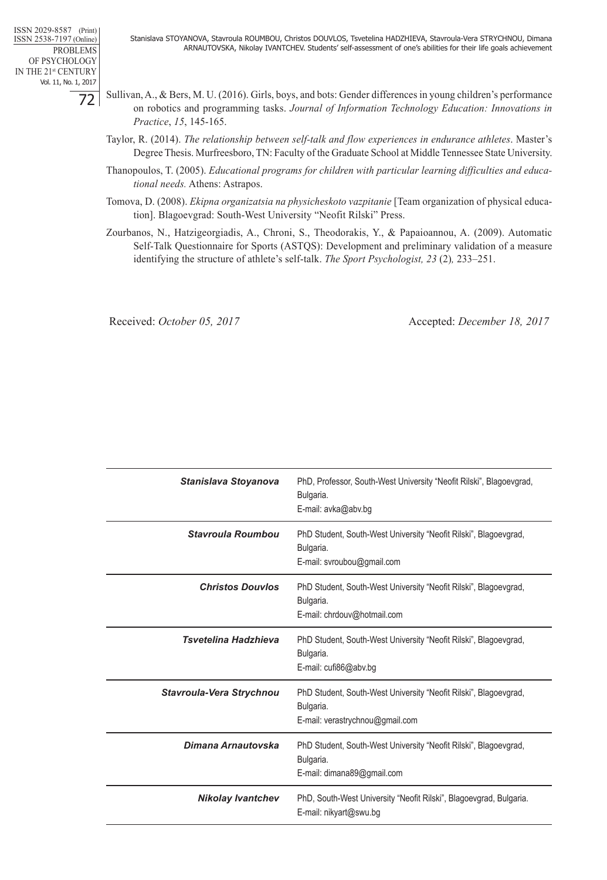Sullivan, A., & Bers, M. U. (2016). Girls, boys, and bots: Gender differences in young children's performance on robotics and programming tasks. *Journal of Information Technology Education: Innovations in Practice*, *15*, 145-165.

Taylor, R. (2014). *The relationship between self-talk and flow experiences in endurance athletes*. Master's Degree Thesis. Murfreesboro, TN: Faculty of the Graduate School at Middle Tennessee State University.

Thanopoulos, T. (2005). *Educational programs for children with particular learning difficulties and educational needs.* Athens: Astrapos.

Tomova, D. (2008). *Ekipna organizatsia na physicheskoto vazpitanie* [Team organization of physical education]. Blagoevgrad: South-West University "Neofit Rilski" Press.

Zourbanos, N., Hatzigeorgiadis, A., Chroni, S., Theodorakis, Y., & Papaioannou, A. (2009). Automatic Self-Talk Questionnaire for Sports (ASTQS): Development and preliminary validation of a measure identifying the structure of athlete's self-talk. *The Sport Psychologist, 23* (2)*,* 233–251.

Received: *October 05, 2017*　　　　　　　　Accepted: *December 18, 2017*

| | |
|---|---|
| ***Stanislava Stoyanova*** | PhD, Professor, South-West University "Neofit Rilski", Blagoevgrad, Bulgaria. E-mail: avka@abv.bg |
| ***Stavroula Roumbou*** | PhD Student, South-West University "Neofit Rilski", Blagoevgrad, Bulgaria. E-mail: svroubou@gmail.com |
| ***Christos Douvlos*** | PhD Student, South-West University "Neofit Rilski", Blagoevgrad, Bulgaria. E-mail: chrdouv@hotmail.com |
| ***Tsvetelina Hadzhieva*** | PhD Student, South-West University "Neofit Rilski", Blagoevgrad, Bulgaria. E-mail: cufi86@abv.bg |
| ***Stavroula-Vera Strychnou*** | PhD Student, South-West University "Neofit Rilski", Blagoevgrad, Bulgaria. E-mail: verastrychnou@gmail.com |
| ***Dimana Arnautovska*** | PhD Student, South-West University "Neofit Rilski", Blagoevgrad, Bulgaria. E-mail: dimana89@gmail.com |
| ***Nikolay Ivantchev*** | PhD, South-West University "Neofit Rilski", Blagoevgrad, Bulgaria. E-mail: nikyart@swu.bg |